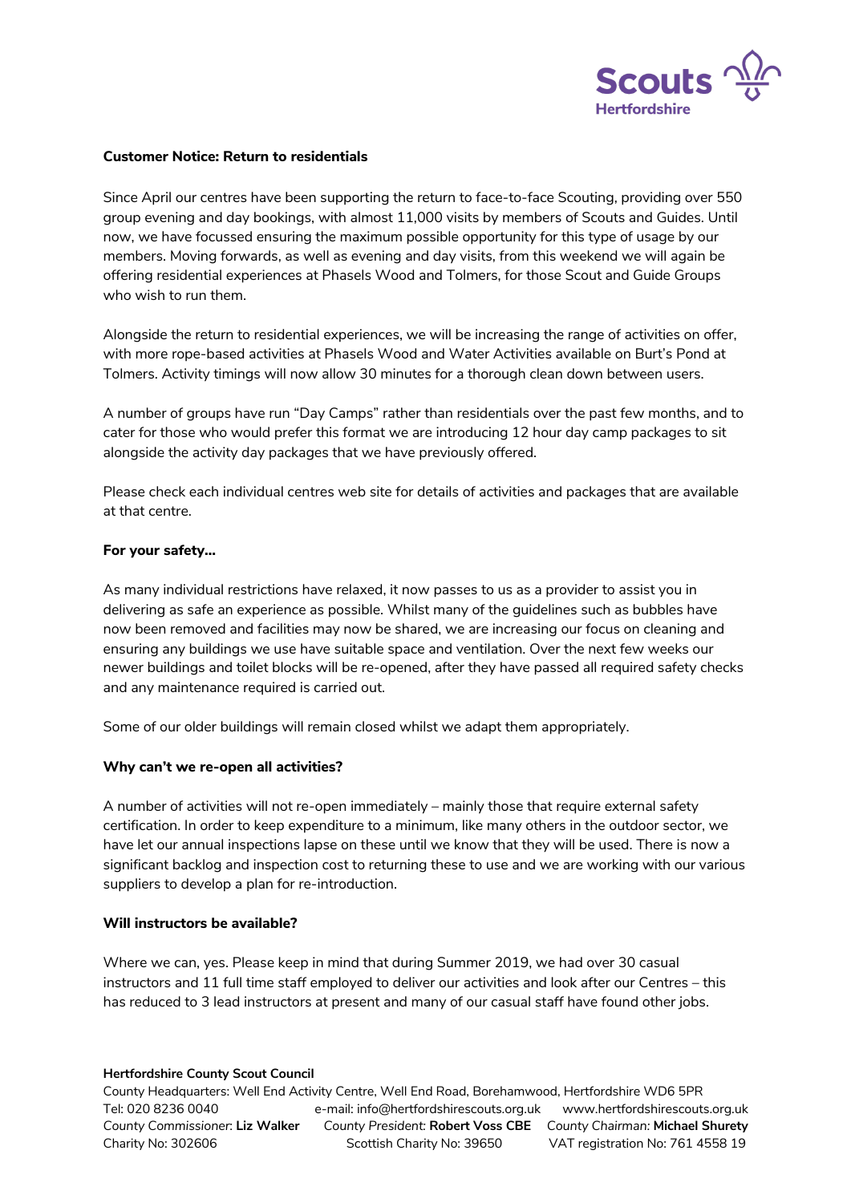Scouts Hertfordshire

**Customer Notice: Return to residentials**

Since April our centres have been supporting the return to face-to-face Scouting, providing over 550 group evening and day bookings, with almost 11,000 visits by members of Scouts and Guides. Until now, we have focussed ensuring the maximum possible opportunity for this type of usage by our members. Moving forwards, as well as evening and day visits, from this weekend we will again be offering residential experiences at Phasels Wood and Tolmers, for those Scout and Guide Groups who wish to run them.

Alongside the return to residential experiences, we will be increasing the range of activities on offer, with more rope-based activities at Phasels Wood and Water Activities available on Burt's Pond at Tolmers. Activity timings will now allow 30 minutes for a thorough clean down between users.

A number of groups have run "Day Camps" rather than residentials over the past few months, and to cater for those who would prefer this format we are introducing 12 hour day camp packages to sit alongside the activity day packages that we have previously offered.

Please check each individual centres web site for details of activities and packages that are available at that centre.

**For your safety…**

As many individual restrictions have relaxed, it now passes to us as a provider to assist you in delivering as safe an experience as possible. Whilst many of the guidelines such as bubbles have now been removed and facilities may now be shared, we are increasing our focus on cleaning and ensuring any buildings we use have suitable space and ventilation. Over the next few weeks our newer buildings and toilet blocks will be re-opened, after they have passed all required safety checks and any maintenance required is carried out.

Some of our older buildings will remain closed whilst we adapt them appropriately.

**Why can't we re-open all activities?**

A number of activities will not re-open immediately – mainly those that require external safety certification. In order to keep expenditure to a minimum, like many others in the outdoor sector, we have let our annual inspections lapse on these until we know that they will be used. There is now a significant backlog and inspection cost to returning these to use and we are working with our various suppliers to develop a plan for re-introduction.

**Will instructors be available?**

Where we can, yes. Please keep in mind that during Summer 2019, we had over 30 casual instructors and 11 full time staff employed to deliver our activities and look after our Centres – this has reduced to 3 lead instructors at present and many of our casual staff have found other jobs.

**Hertfordshire County Scout Council**
County Headquarters: Well End Activity Centre, Well End Road, Borehamwood, Hertfordshire WD6 5PR
Tel: 020 8236 0040 e-mail: info@hertfordshirescouts.org.uk www.hertfordshirescouts.org.uk
*County Commissioner:* **Liz Walker** *County President:* **Robert Voss CBE** *County Chairman:* **Michael Shurety**
Charity No: 302606 Scottish Charity No: 39650 VAT registration No: 761 4558 19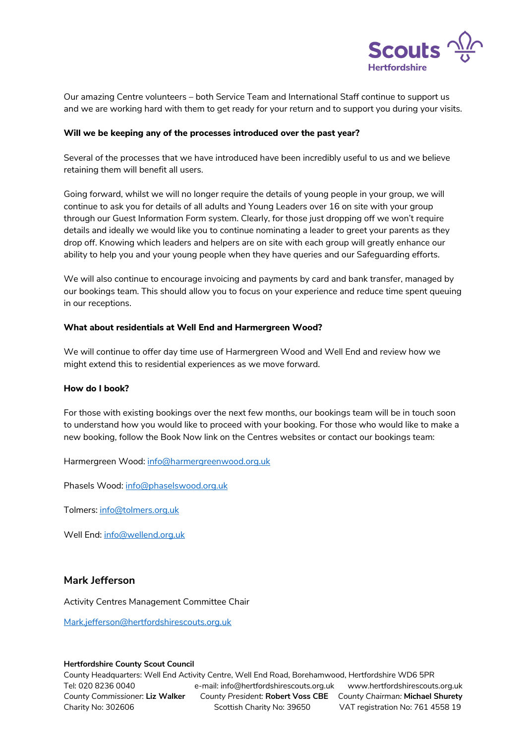Our amazing Centre volunteers – both Service Team and International Staff continue to support us and we are working hard with them to get ready for your return and to support you during your visits.

**Will we be keeping any of the processes introduced over the past year?**

Several of the processes that we have introduced have been incredibly useful to us and we believe retaining them will benefit all users.

Going forward, whilst we will no longer require the details of young people in your group, we will continue to ask you for details of all adults and Young Leaders over 16 on site with your group through our Guest Information Form system. Clearly, for those just dropping off we won't require details and ideally we would like you to continue nominating a leader to greet your parents as they drop off. Knowing which leaders and helpers are on site with each group will greatly enhance our ability to help you and your young people when they have queries and our Safeguarding efforts.

We will also continue to encourage invoicing and payments by card and bank transfer, managed by our bookings team. This should allow you to focus on your experience and reduce time spent queuing in our receptions.

**What about residentials at Well End and Harmergreen Wood?**

We will continue to offer day time use of Harmergreen Wood and Well End and review how we might extend this to residential experiences as we move forward.

**How do I book?**

For those with existing bookings over the next few months, our bookings team will be in touch soon to understand how you would like to proceed with your booking. For those who would like to make a new booking, follow the Book Now link on the Centres websites or contact our bookings team:

Harmergreen Wood: info@harmergreenwood.org.uk

Phasels Wood: info@phaselswood.org.uk

Tolmers: info@tolmers.org.uk

Well End: info@wellend.org.uk

## Mark Jefferson

Activity Centres Management Committee Chair

Mark.jefferson@hertfordshirescouts.org.uk

**Hertfordshire County Scout Council**
County Headquarters: Well End Activity Centre, Well End Road, Borehamwood, Hertfordshire WD6 5PR
Tel: 020 8236 0040 e-mail: info@hertfordshirescouts.org.uk www.hertfordshirescouts.org.uk
County Commissioner: **Liz Walker** County President: **Robert Voss CBE** County Chairman: **Michael Shurety**
Charity No: 302606 Scottish Charity No: 39650 VAT registration No: 761 4558 19